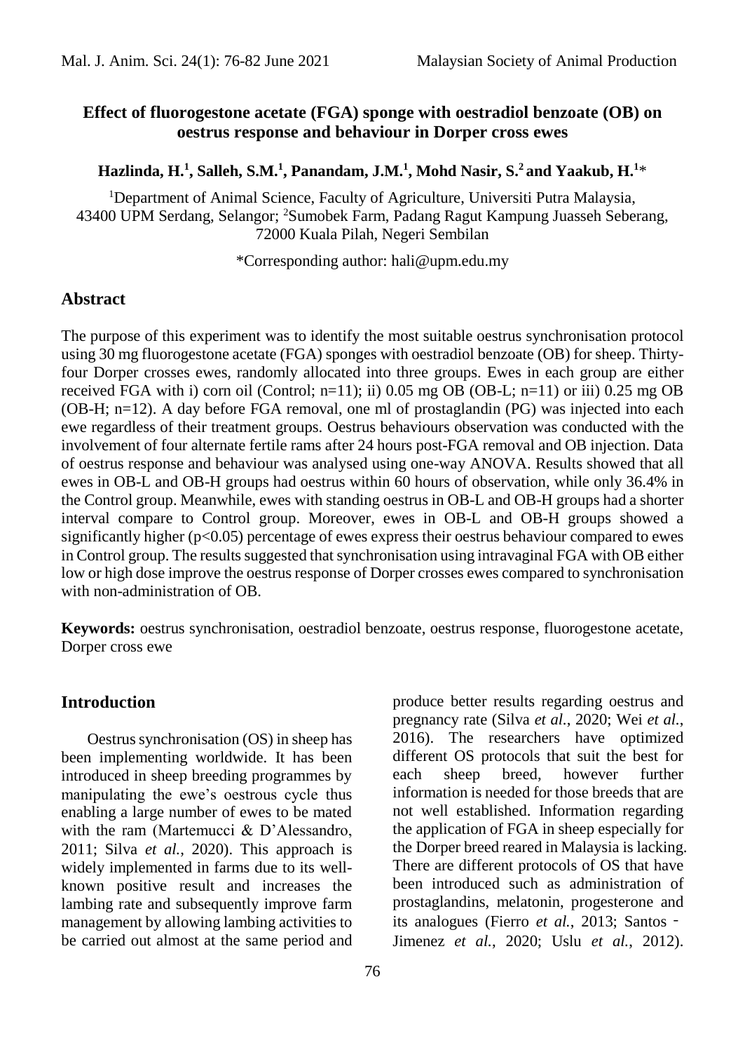# Effect of fluorogestone acetate (FGA) sponge with oestradiol benzoate (OB) on oestrus response and behaviour in Dorper cross ewes

**Hazlinda, H.[1], Salleh, S.M.[1], Panandam, J.M.[1], Mohd Nasir, S.[2] and Yaakub, H.[1]***

[1]Department of Animal Science, Faculty of Agriculture, Universiti Putra Malaysia, 43400 UPM Serdang, Selangor; [2]Sumobek Farm, Padang Ragut Kampung Juasseh Seberang, 72000 Kuala Pilah, Negeri Sembilan

*Corresponding author: hali@upm.edu.my

## Abstract

The purpose of this experiment was to identify the most suitable oestrus synchronisation protocol using 30 mg fluorogestone acetate (FGA) sponges with oestradiol benzoate (OB) for sheep. Thirty-four Dorper crosses ewes, randomly allocated into three groups. Ewes in each group are either received FGA with i) corn oil (Control; n=11); ii) 0.05 mg OB (OB-L; n=11) or iii) 0.25 mg OB (OB-H; n=12). A day before FGA removal, one ml of prostaglandin (PG) was injected into each ewe regardless of their treatment groups. Oestrus behaviours observation was conducted with the involvement of four alternate fertile rams after 24 hours post-FGA removal and OB injection. Data of oestrus response and behaviour was analysed using one-way ANOVA. Results showed that all ewes in OB-L and OB-H groups had oestrus within 60 hours of observation, while only 36.4% in the Control group. Meanwhile, ewes with standing oestrus in OB-L and OB-H groups had a shorter interval compare to Control group. Moreover, ewes in OB-L and OB-H groups showed a significantly higher ($p<0.05$) percentage of ewes express their oestrus behaviour compared to ewes in Control group. The results suggested that synchronisation using intravaginal FGA with OB either low or high dose improve the oestrus response of Dorper crosses ewes compared to synchronisation with non-administration of OB.

**Keywords:** oestrus synchronisation, oestradiol benzoate, oestrus response, fluorogestone acetate, Dorper cross ewe

## Introduction

Oestrus synchronisation (OS) in sheep has been implementing worldwide. It has been introduced in sheep breeding programmes by manipulating the ewe's oestrous cycle thus enabling a large number of ewes to be mated with the ram (Martemucci & D'Alessandro, 2011; Silva *et al.*, 2020). This approach is widely implemented in farms due to its well-known positive result and increases the lambing rate and subsequently improve farm management by allowing lambing activities to be carried out almost at the same period and produce better results regarding oestrus and pregnancy rate (Silva *et al.*, 2020; Wei *et al.*, 2016). The researchers have optimized different OS protocols that suit the best for each sheep breed, however further information is needed for those breeds that are not well established. Information regarding the application of FGA in sheep especially for the Dorper breed reared in Malaysia is lacking. There are different protocols of OS that have been introduced such as administration of prostaglandins, melatonin, progesterone and its analogues (Fierro *et al.*, 2013; Santos‑Jimenez *et al.*, 2020; Uslu *et al.*, 2012).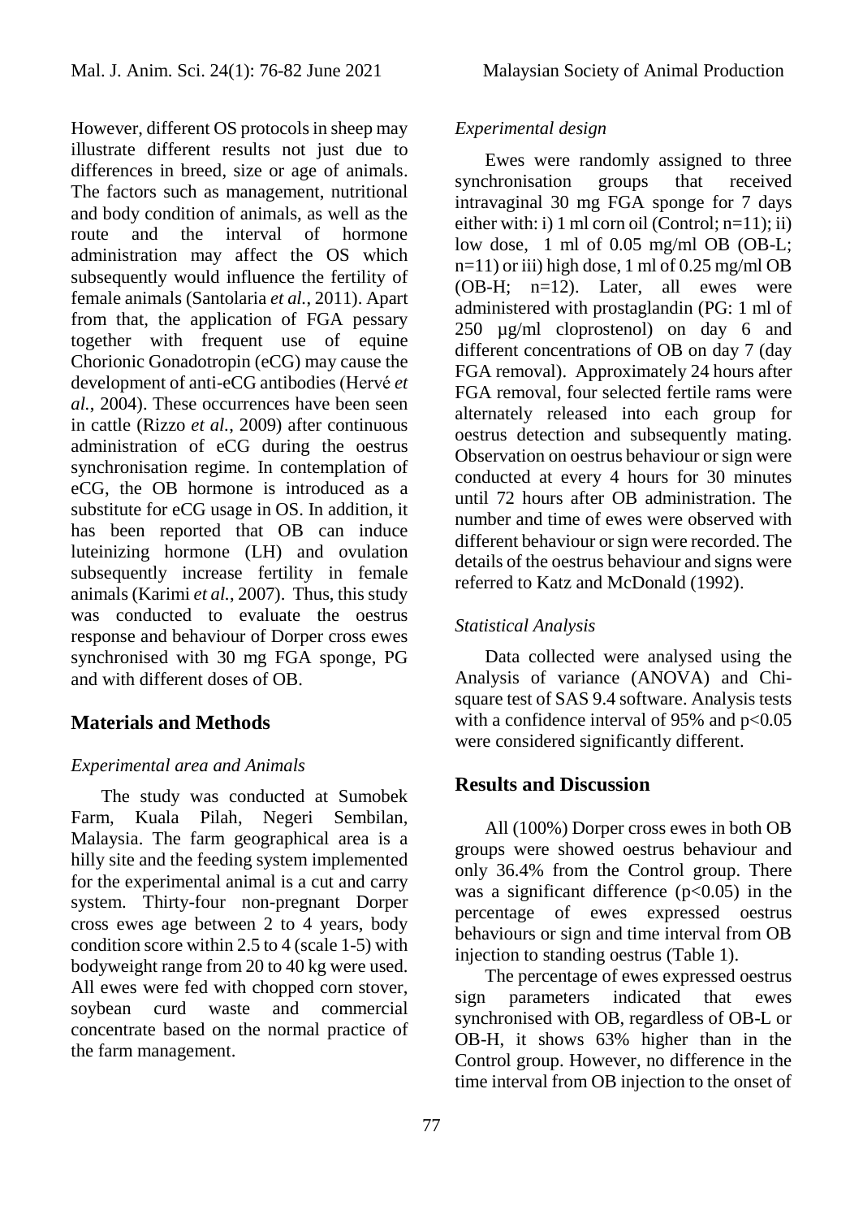However, different OS protocols in sheep may illustrate different results not just due to differences in breed, size or age of animals. The factors such as management, nutritional and body condition of animals, as well as the route and the interval of hormone administration may affect the OS which subsequently would influence the fertility of female animals (Santolaria *et al.*, 2011). Apart from that, the application of FGA pessary together with frequent use of equine Chorionic Gonadotropin (eCG) may cause the development of anti-eCG antibodies (Hervé *et al.*, 2004). These occurrences have been seen in cattle (Rizzo *et al.*, 2009) after continuous administration of eCG during the oestrus synchronisation regime. In contemplation of eCG, the OB hormone is introduced as a substitute for eCG usage in OS. In addition, it has been reported that OB can induce luteinizing hormone (LH) and ovulation subsequently increase fertility in female animals (Karimi *et al.*, 2007). Thus, this study was conducted to evaluate the oestrus response and behaviour of Dorper cross ewes synchronised with 30 mg FGA sponge, PG and with different doses of OB.

## Materials and Methods

### *Experimental area and Animals*

The study was conducted at Sumobek Farm, Kuala Pilah, Negeri Sembilan, Malaysia. The farm geographical area is a hilly site and the feeding system implemented for the experimental animal is a cut and carry system. Thirty-four non-pregnant Dorper cross ewes age between 2 to 4 years, body condition score within 2.5 to 4 (scale 1-5) with bodyweight range from 20 to 40 kg were used. All ewes were fed with chopped corn stover, soybean curd waste and commercial concentrate based on the normal practice of the farm management.

### *Experimental design*

Ewes were randomly assigned to three synchronisation groups that received intravaginal 30 mg FGA sponge for 7 days either with: i) 1 ml corn oil (Control; n=11); ii) low dose, 1 ml of 0.05 mg/ml OB (OB-L; n=11) or iii) high dose, 1 ml of 0.25 mg/ml OB (OB-H; n=12). Later, all ewes were administered with prostaglandin (PG: 1 ml of 250 µg/ml cloprostenol) on day 6 and different concentrations of OB on day 7 (day FGA removal). Approximately 24 hours after FGA removal, four selected fertile rams were alternately released into each group for oestrus detection and subsequently mating. Observation on oestrus behaviour or sign were conducted at every 4 hours for 30 minutes until 72 hours after OB administration. The number and time of ewes were observed with different behaviour or sign were recorded. The details of the oestrus behaviour and signs were referred to Katz and McDonald (1992).

### *Statistical Analysis*

Data collected were analysed using the Analysis of variance (ANOVA) and Chi-square test of SAS 9.4 software. Analysis tests with a confidence interval of 95% and $p<0.05$ were considered significantly different.

## Results and Discussion

All (100%) Dorper cross ewes in both OB groups were showed oestrus behaviour and only 36.4% from the Control group. There was a significant difference ($p<0.05$) in the percentage of ewes expressed oestrus behaviours or sign and time interval from OB injection to standing oestrus (Table 1).

The percentage of ewes expressed oestrus sign parameters indicated that ewes synchronised with OB, regardless of OB-L or OB-H, it shows 63% higher than in the Control group. However, no difference in the time interval from OB injection to the onset of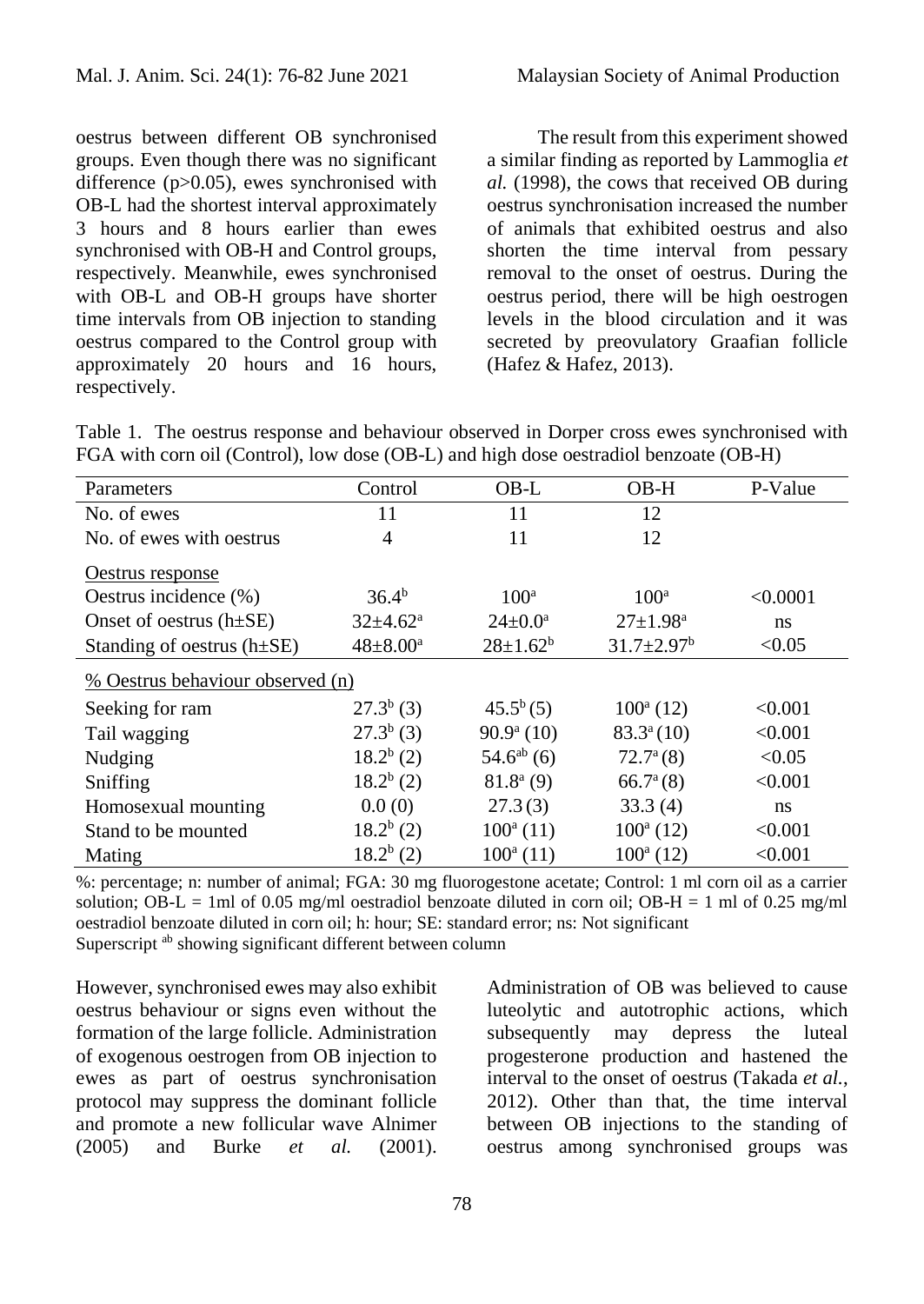oestrus between different OB synchronised groups. Even though there was no significant difference ($p>0.05$), ewes synchronised with OB-L had the shortest interval approximately 3 hours and 8 hours earlier than ewes synchronised with OB-H and Control groups, respectively. Meanwhile, ewes synchronised with OB-L and OB-H groups have shorter time intervals from OB injection to standing oestrus compared to the Control group with approximately 20 hours and 16 hours, respectively.

The result from this experiment showed a similar finding as reported by Lammoglia *et al.* (1998), the cows that received OB during oestrus synchronisation increased the number of animals that exhibited oestrus and also shorten the time interval from pessary removal to the onset of oestrus. During the oestrus period, there will be high oestrogen levels in the blood circulation and it was secreted by preovulatory Graafian follicle (Hafez & Hafez, 2013).

Table 1. The oestrus response and behaviour observed in Dorper cross ewes synchronised with FGA with corn oil (Control), low dose (OB-L) and high dose oestradiol benzoate (OB-H)

| Parameters | Control | OB-L | OB-H | P-Value |
|---|---|---|---|---|
| No. of ewes | 11 | 11 | 12 | |
| No. of ewes with oestrus | 4 | 11 | 12 | |
| Oestrus response | | | | |
| Oestrus incidence (%) | $36.4^{b}$ | $100^{a}$ | $100^{a}$ | <0.0001 |
| Onset of oestrus (h±SE) | $32±4.62^{a}$ | $24±0.0^{a}$ | $27±1.98^{a}$ | ns |
| Standing of oestrus (h±SE) | $48±8.00^{a}$ | $28±1.62^{b}$ | $31.7±2.97^{b}$ | <0.05 |
| % Oestrus behaviour observed (n) | | | | |
| Seeking for ram | $27.3^{b}$ (3) | $45.5^{b}$ (5) | $100^{a}$ (12) | <0.001 |
| Tail wagging | $27.3^{b}$ (3) | $90.9^{a}$ (10) | $83.3^{a}$ (10) | <0.001 |
| Nudging | $18.2^{b}$ (2) | $54.6^{ab}$ (6) | $72.7^{a}$ (8) | <0.05 |
| Sniffing | $18.2^{b}$ (2) | $81.8^{a}$ (9) | $66.7^{a}$ (8) | <0.001 |
| Homosexual mounting | 0.0 (0) | 27.3 (3) | 33.3 (4) | ns |
| Stand to be mounted | $18.2^{b}$ (2) | $100^{a}$ (11) | $100^{a}$ (12) | <0.001 |
| Mating | $18.2^{b}$ (2) | $100^{a}$ (11) | $100^{a}$ (12) | <0.001 |

%: percentage; n: number of animal; FGA: 30 mg fluorogestone acetate; Control: 1 ml corn oil as a carrier solution; OB-L = 1ml of 0.05 mg/ml oestradiol benzoate diluted in corn oil; OB-H = 1 ml of 0.25 mg/ml oestradiol benzoate diluted in corn oil; h: hour; SE: standard error; ns: Not significant
Superscript [ab] showing significant different between column

However, synchronised ewes may also exhibit oestrus behaviour or signs even without the formation of the large follicle. Administration of exogenous oestrogen from OB injection to ewes as part of oestrus synchronisation protocol may suppress the dominant follicle and promote a new follicular wave Alnimer (2005) and Burke *et al.* (2001). Administration of OB was believed to cause luteolytic and autotrophic actions, which subsequently may depress the luteal progesterone production and hastened the interval to the onset of oestrus (Takada *et al.*, 2012). Other than that, the time interval between OB injections to the standing of oestrus among synchronised groups was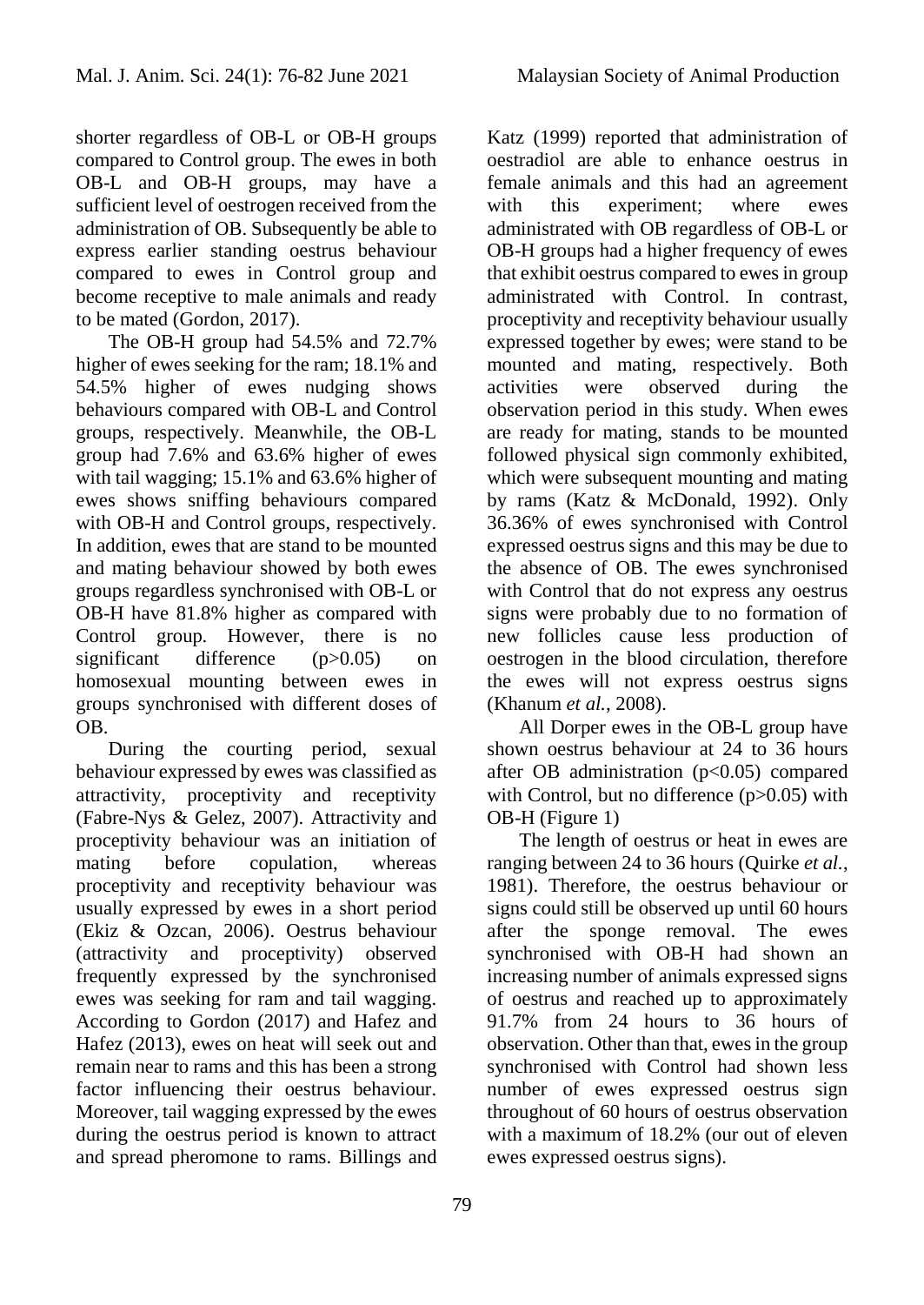shorter regardless of OB-L or OB-H groups compared to Control group. The ewes in both OB-L and OB-H groups, may have a sufficient level of oestrogen received from the administration of OB. Subsequently be able to express earlier standing oestrus behaviour compared to ewes in Control group and become receptive to male animals and ready to be mated (Gordon, 2017).

The OB-H group had 54.5% and 72.7% higher of ewes seeking for the ram; 18.1% and 54.5% higher of ewes nudging shows behaviours compared with OB-L and Control groups, respectively. Meanwhile, the OB-L group had 7.6% and 63.6% higher of ewes with tail wagging; 15.1% and 63.6% higher of ewes shows sniffing behaviours compared with OB-H and Control groups, respectively. In addition, ewes that are stand to be mounted and mating behaviour showed by both ewes groups regardless synchronised with OB-L or OB-H have 81.8% higher as compared with Control group. However, there is no significant difference ($p>0.05$) on homosexual mounting between ewes in groups synchronised with different doses of OB.

During the courting period, sexual behaviour expressed by ewes was classified as attractivity, proceptivity and receptivity (Fabre-Nys & Gelez, 2007). Attractivity and proceptivity behaviour was an initiation of mating before copulation, whereas proceptivity and receptivity behaviour was usually expressed by ewes in a short period (Ekiz & Ozcan, 2006). Oestrus behaviour (attractivity and proceptivity) observed frequently expressed by the synchronised ewes was seeking for ram and tail wagging. According to Gordon (2017) and Hafez and Hafez (2013), ewes on heat will seek out and remain near to rams and this has been a strong factor influencing their oestrus behaviour. Moreover, tail wagging expressed by the ewes during the oestrus period is known to attract and spread pheromone to rams. Billings and Katz (1999) reported that administration of oestradiol are able to enhance oestrus in female animals and this had an agreement with this experiment; where ewes administrated with OB regardless of OB-L or OB-H groups had a higher frequency of ewes that exhibit oestrus compared to ewes in group administrated with Control. In contrast, proceptivity and receptivity behaviour usually expressed together by ewes; were stand to be mounted and mating, respectively. Both activities were observed during the observation period in this study. When ewes are ready for mating, stands to be mounted followed physical sign commonly exhibited, which were subsequent mounting and mating by rams (Katz & McDonald, 1992). Only 36.36% of ewes synchronised with Control expressed oestrus signs and this may be due to the absence of OB. The ewes synchronised with Control that do not express any oestrus signs were probably due to no formation of new follicles cause less production of oestrogen in the blood circulation, therefore the ewes will not express oestrus signs (Khanum *et al.*, 2008).

All Dorper ewes in the OB-L group have shown oestrus behaviour at 24 to 36 hours after OB administration ($p<0.05$) compared with Control, but no difference ($p>0.05$) with OB-H (Figure 1)

The length of oestrus or heat in ewes are ranging between 24 to 36 hours (Quirke *et al.*, 1981). Therefore, the oestrus behaviour or signs could still be observed up until 60 hours after the sponge removal. The ewes synchronised with OB-H had shown an increasing number of animals expressed signs of oestrus and reached up to approximately 91.7% from 24 hours to 36 hours of observation. Other than that, ewes in the group synchronised with Control had shown less number of ewes expressed oestrus sign throughout of 60 hours of oestrus observation with a maximum of 18.2% (our out of eleven ewes expressed oestrus signs).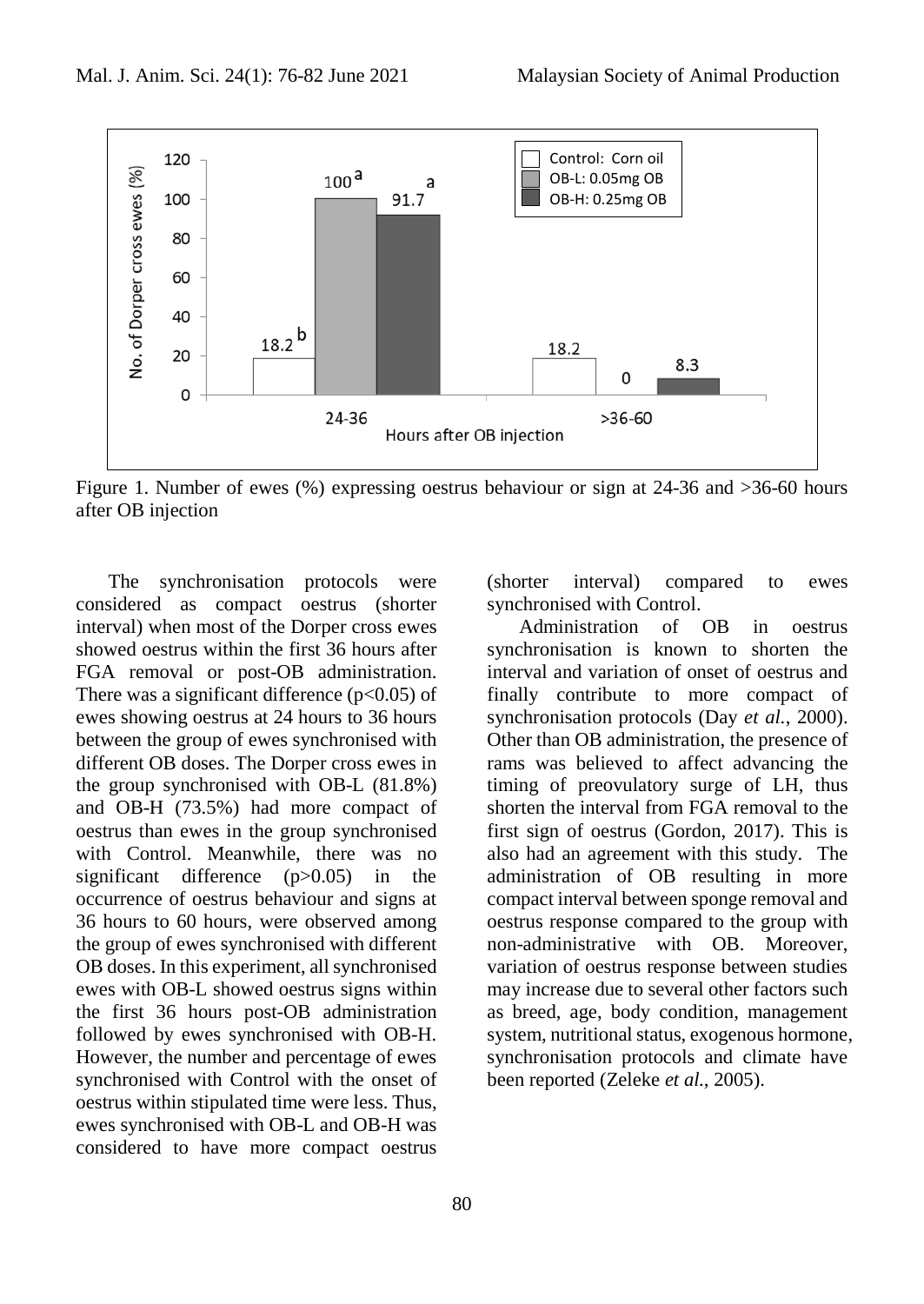Figure 1. Number of ewes (%) expressing oestrus behaviour or sign at 24-36 and >36-60 hours after OB injection

The synchronisation protocols were considered as compact oestrus (shorter interval) when most of the Dorper cross ewes showed oestrus within the first 36 hours after FGA removal or post-OB administration. There was a significant difference ($p<0.05$) of ewes showing oestrus at 24 hours to 36 hours between the group of ewes synchronised with different OB doses. The Dorper cross ewes in the group synchronised with OB-L (81.8%) and OB-H (73.5%) had more compact of oestrus than ewes in the group synchronised with Control. Meanwhile, there was no significant difference ($p>0.05$) in the occurrence of oestrus behaviour and signs at 36 hours to 60 hours, were observed among the group of ewes synchronised with different OB doses. In this experiment, all synchronised ewes with OB-L showed oestrus signs within the first 36 hours post-OB administration followed by ewes synchronised with OB-H. However, the number and percentage of ewes synchronised with Control with the onset of oestrus within stipulated time were less. Thus, ewes synchronised with OB-L and OB-H was considered to have more compact oestrus (shorter interval) compared to ewes synchronised with Control.

Administration of OB in oestrus synchronisation is known to shorten the interval and variation of onset of oestrus and finally contribute to more compact of synchronisation protocols (Day *et al.*, 2000). Other than OB administration, the presence of rams was believed to affect advancing the timing of preovulatory surge of LH, thus shorten the interval from FGA removal to the first sign of oestrus (Gordon, 2017). This is also had an agreement with this study. The administration of OB resulting in more compact interval between sponge removal and oestrus response compared to the group with non-administrative with OB. Moreover, variation of oestrus response between studies may increase due to several other factors such as breed, age, body condition, management system, nutritional status, exogenous hormone, synchronisation protocols and climate have been reported (Zeleke *et al.*, 2005).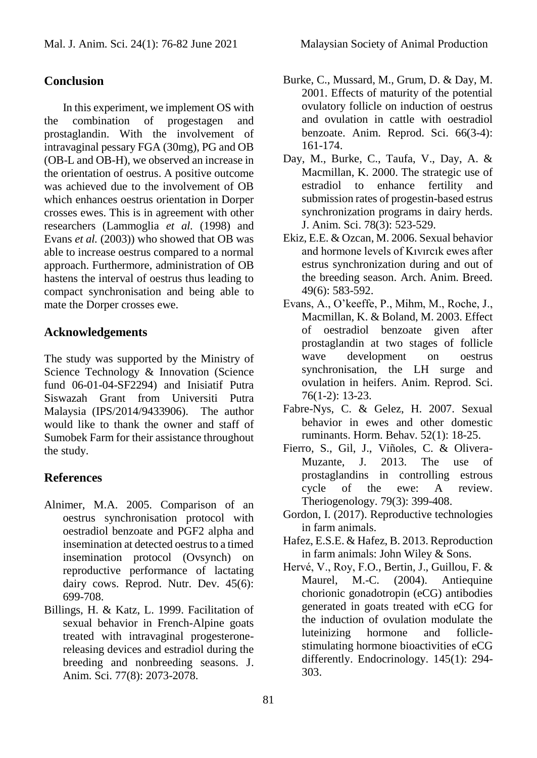## Conclusion

In this experiment, we implement OS with the combination of progestagen and prostaglandin. With the involvement of intravaginal pessary FGA (30mg), PG and OB (OB-L and OB-H), we observed an increase in the orientation of oestrus. A positive outcome was achieved due to the involvement of OB which enhances oestrus orientation in Dorper crosses ewes. This is in agreement with other researchers (Lammoglia *et al.* (1998) and Evans *et al.* (2003)) who showed that OB was able to increase oestrus compared to a normal approach. Furthermore, administration of OB hastens the interval of oestrus thus leading to compact synchronisation and being able to mate the Dorper crosses ewe.

## Acknowledgements

The study was supported by the Ministry of Science Technology & Innovation (Science fund 06-01-04-SF2294) and Inisiatif Putra Siswazah Grant from Universiti Putra Malaysia (IPS/2014/9433906). The author would like to thank the owner and staff of Sumobek Farm for their assistance throughout the study.

## References

- Alnimer, M.A. 2005. Comparison of an oestrus synchronisation protocol with oestradiol benzoate and PGF2 alpha and insemination at detected oestrus to a timed insemination protocol (Ovsynch) on reproductive performance of lactating dairy cows. Reprod. Nutr. Dev. 45(6): 699-708.
- Billings, H. & Katz, L. 1999. Facilitation of sexual behavior in French-Alpine goats treated with intravaginal progesterone-releasing devices and estradiol during the breeding and nonbreeding seasons. J. Anim. Sci. 77(8): 2073-2078.
- Burke, C., Mussard, M., Grum, D. & Day, M. 2001. Effects of maturity of the potential ovulatory follicle on induction of oestrus and ovulation in cattle with oestradiol benzoate. Anim. Reprod. Sci. 66(3-4): 161-174.
- Day, M., Burke, C., Taufa, V., Day, A. & Macmillan, K. 2000. The strategic use of estradiol to enhance fertility and submission rates of progestin-based estrus synchronization programs in dairy herds. J. Anim. Sci. 78(3): 523-529.
- Ekiz, E.E. & Ozcan, M. 2006. Sexual behavior and hormone levels of Kıvırcık ewes after estrus synchronization during and out of the breeding season. Arch. Anim. Breed. 49(6): 583-592.
- Evans, A., O'keeffe, P., Mihm, M., Roche, J., Macmillan, K. & Boland, M. 2003. Effect of oestradiol benzoate given after prostaglandin at two stages of follicle wave development on oestrus synchronisation, the LH surge and ovulation in heifers. Anim. Reprod. Sci. 76(1-2): 13-23.
- Fabre-Nys, C. & Gelez, H. 2007. Sexual behavior in ewes and other domestic ruminants. Horm. Behav. 52(1): 18-25.
- Fierro, S., Gil, J., Viñoles, C. & Olivera-Muzante, J. 2013. The use of prostaglandins in controlling estrous cycle of the ewe: A review. Theriogenology. 79(3): 399-408.
- Gordon, I. (2017). Reproductive technologies in farm animals.
- Hafez, E.S.E. & Hafez, B. 2013. Reproduction in farm animals: John Wiley & Sons.
- Hervé, V., Roy, F.O., Bertin, J., Guillou, F. & Maurel, M.-C. (2004). Antiequine chorionic gonadotropin (eCG) antibodies generated in goats treated with eCG for the induction of ovulation modulate the luteinizing hormone and follicle-stimulating hormone bioactivities of eCG differently. Endocrinology. 145(1): 294-303.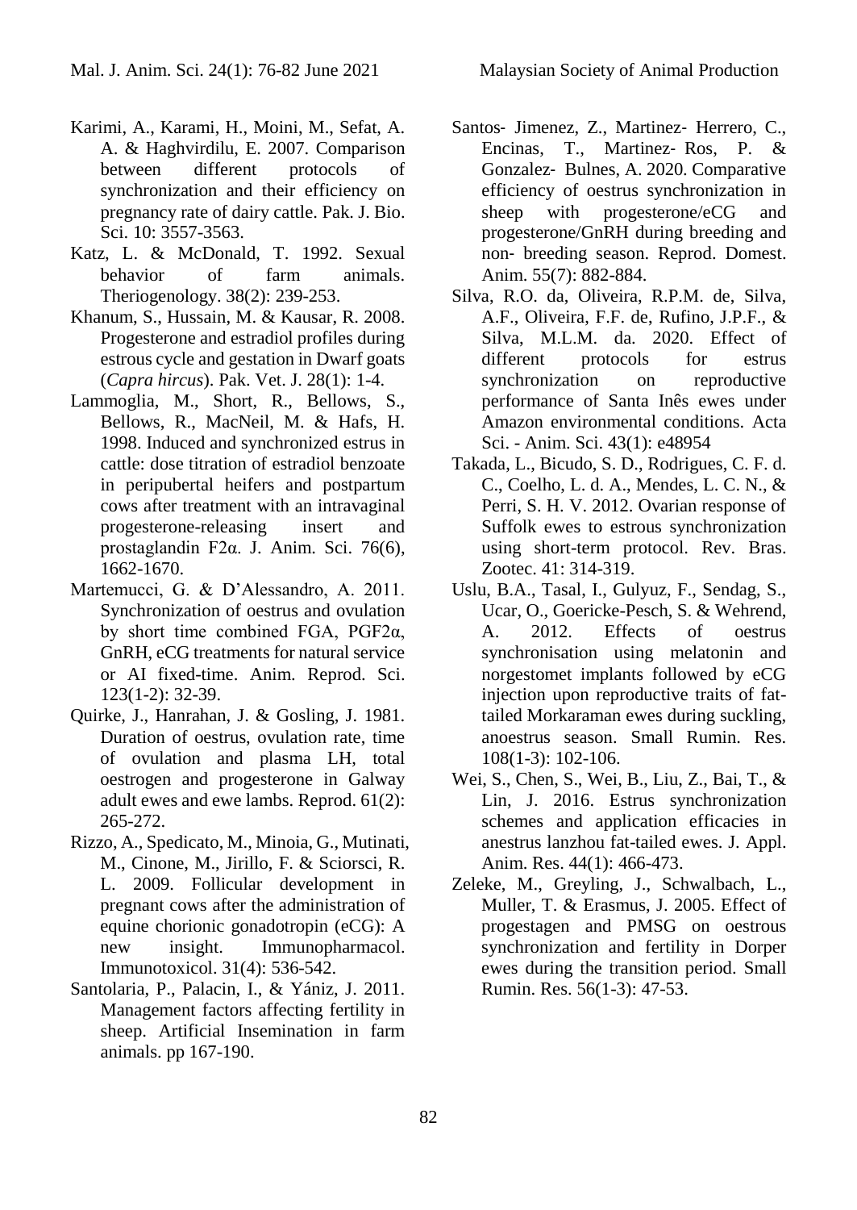Karimi, A., Karami, H., Moini, M., Sefat, A. A. & Haghvirdilu, E. 2007. Comparison between different protocols of synchronization and their efficiency on pregnancy rate of dairy cattle. Pak. J. Bio. Sci. 10: 3557-3563.

Katz, L. & McDonald, T. 1992. Sexual behavior of farm animals. Theriogenology. 38(2): 239-253.

Khanum, S., Hussain, M. & Kausar, R. 2008. Progesterone and estradiol profiles during estrous cycle and gestation in Dwarf goats (*Capra hircus*). Pak. Vet. J. 28(1): 1-4.

Lammoglia, M., Short, R., Bellows, S., Bellows, R., MacNeil, M. & Hafs, H. 1998. Induced and synchronized estrus in cattle: dose titration of estradiol benzoate in peripubertal heifers and postpartum cows after treatment with an intravaginal progesterone-releasing insert and prostaglandin F2α. J. Anim. Sci. 76(6), 1662-1670.

Martemucci, G. & D'Alessandro, A. 2011. Synchronization of oestrus and ovulation by short time combined FGA, PGF2α, GnRH, eCG treatments for natural service or AI fixed-time. Anim. Reprod. Sci. 123(1-2): 32-39.

Quirke, J., Hanrahan, J. & Gosling, J. 1981. Duration of oestrus, ovulation rate, time of ovulation and plasma LH, total oestrogen and progesterone in Galway adult ewes and ewe lambs. Reprod. 61(2): 265-272.

Rizzo, A., Spedicato, M., Minoia, G., Mutinati, M., Cinone, M., Jirillo, F. & Sciorsci, R. L. 2009. Follicular development in pregnant cows after the administration of equine chorionic gonadotropin (eCG): A new insight. Immunopharmacol. Immunotoxicol. 31(4): 536-542.

Santolaria, P., Palacin, I., & Yániz, J. 2011. Management factors affecting fertility in sheep. Artificial Insemination in farm animals. pp 167-190.

Santos‐ Jimenez, Z., Martinez‐ Herrero, C., Encinas, T., Martinez‐ Ros, P. & Gonzalez‐ Bulnes, A. 2020. Comparative efficiency of oestrus synchronization in sheep with progesterone/eCG and progesterone/GnRH during breeding and non‐ breeding season. Reprod. Domest. Anim. 55(7): 882-884.

Silva, R.O. da, Oliveira, R.P.M. de, Silva, A.F., Oliveira, F.F. de, Rufino, J.P.F., & Silva, M.L.M. da. 2020. Effect of different protocols for estrus synchronization on reproductive performance of Santa Inês ewes under Amazon environmental conditions. Acta Sci. - Anim. Sci. 43(1): e48954

Takada, L., Bicudo, S. D., Rodrigues, C. F. d. C., Coelho, L. d. A., Mendes, L. C. N., & Perri, S. H. V. 2012. Ovarian response of Suffolk ewes to estrous synchronization using short-term protocol. Rev. Bras. Zootec. 41: 314-319.

Uslu, B.A., Tasal, I., Gulyuz, F., Sendag, S., Ucar, O., Goericke-Pesch, S. & Wehrend, A. 2012. Effects of oestrus synchronisation using melatonin and norgestomet implants followed by eCG injection upon reproductive traits of fat-tailed Morkaraman ewes during suckling, anoestrus season. Small Rumin. Res. 108(1-3): 102-106.

Wei, S., Chen, S., Wei, B., Liu, Z., Bai, T., & Lin, J. 2016. Estrus synchronization schemes and application efficacies in anestrus lanzhou fat-tailed ewes. J. Appl. Anim. Res. 44(1): 466-473.

Zeleke, M., Greyling, J., Schwalbach, L., Muller, T. & Erasmus, J. 2005. Effect of progestagen and PMSG on oestrous synchronization and fertility in Dorper ewes during the transition period. Small Rumin. Res. 56(1-3): 47-53.